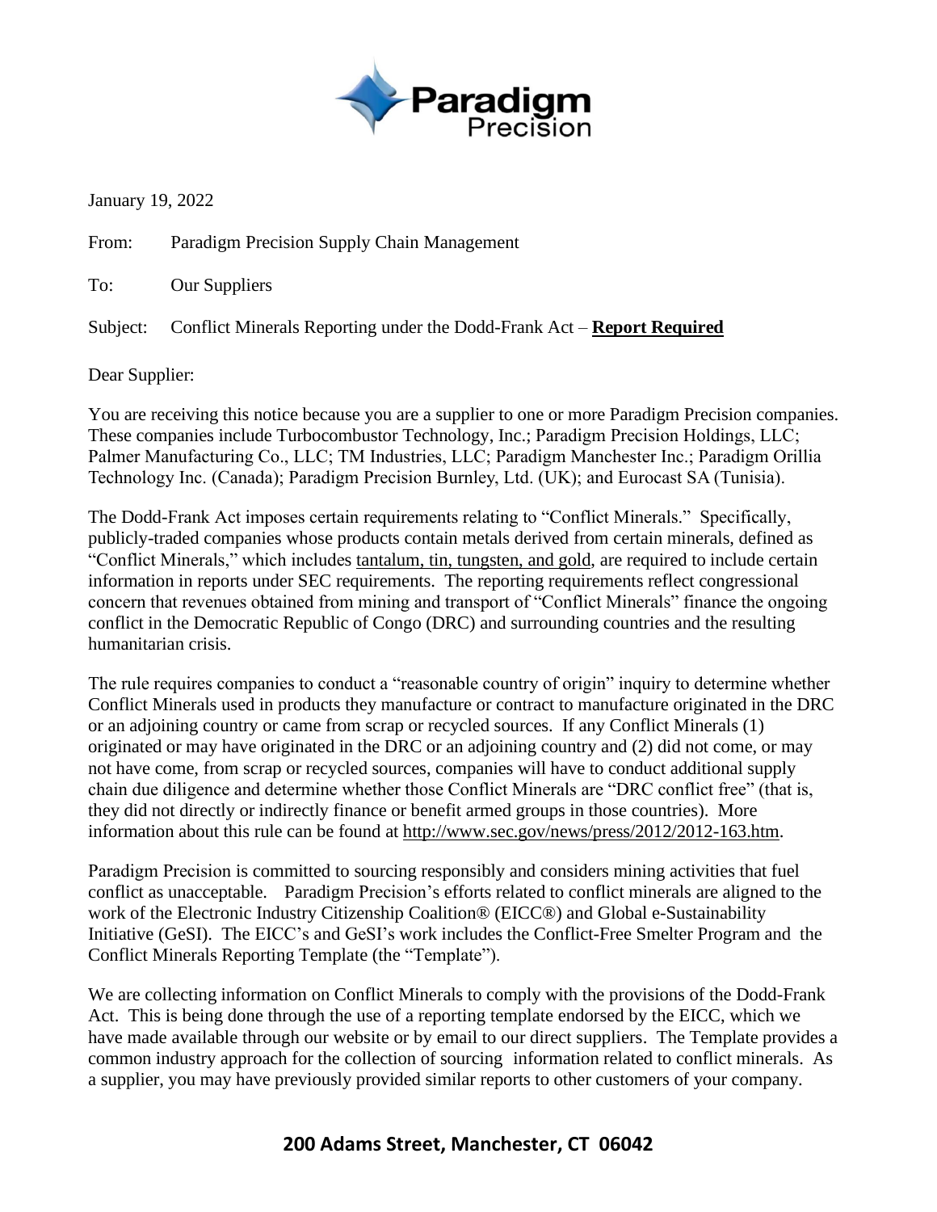**Paradigm Precision**

January 19, 2022

From: Paradigm Precision Supply Chain Management

To: Our Suppliers

Subject: Conflict Minerals Reporting under the Dodd-Frank Act – **Report Required**

Dear Supplier:

You are receiving this notice because you are a supplier to one or more Paradigm Precision companies. These companies include Turbocombustor Technology, Inc.; Paradigm Precision Holdings, LLC; Palmer Manufacturing Co., LLC; TM Industries, LLC; Paradigm Manchester Inc.; Paradigm Orillia Technology Inc. (Canada); Paradigm Precision Burnley, Ltd. (UK); and Eurocast SA (Tunisia).

The Dodd-Frank Act imposes certain requirements relating to "Conflict Minerals." Specifically, publicly-traded companies whose products contain metals derived from certain minerals, defined as "Conflict Minerals," which includes tantalum, tin, tungsten, and gold, are required to include certain information in reports under SEC requirements. The reporting requirements reflect congressional concern that revenues obtained from mining and transport of "Conflict Minerals" finance the ongoing conflict in the Democratic Republic of Congo (DRC) and surrounding countries and the resulting humanitarian crisis.

The rule requires companies to conduct a "reasonable country of origin" inquiry to determine whether Conflict Minerals used in products they manufacture or contract to manufacture originated in the DRC or an adjoining country or came from scrap or recycled sources. If any Conflict Minerals (1) originated or may have originated in the DRC or an adjoining country and (2) did not come, or may not have come, from scrap or recycled sources, companies will have to conduct additional supply chain due diligence and determine whether those Conflict Minerals are "DRC conflict free" (that is, they did not directly or indirectly finance or benefit armed groups in those countries). More information about this rule can be found at http://www.sec.gov/news/press/2012/2012-163.htm.

Paradigm Precision is committed to sourcing responsibly and considers mining activities that fuel conflict as unacceptable. Paradigm Precision's efforts related to conflict minerals are aligned to the work of the Electronic Industry Citizenship Coalition® (EICC®) and Global e-Sustainability Initiative (GeSI). The EICC's and GeSI's work includes the Conflict-Free Smelter Program and the Conflict Minerals Reporting Template (the "Template").

We are collecting information on Conflict Minerals to comply with the provisions of the Dodd-Frank Act. This is being done through the use of a reporting template endorsed by the EICC, which we have made available through our website or by email to our direct suppliers. The Template provides a common industry approach for the collection of sourcing information related to conflict minerals. As a supplier, you may have previously provided similar reports to other customers of your company.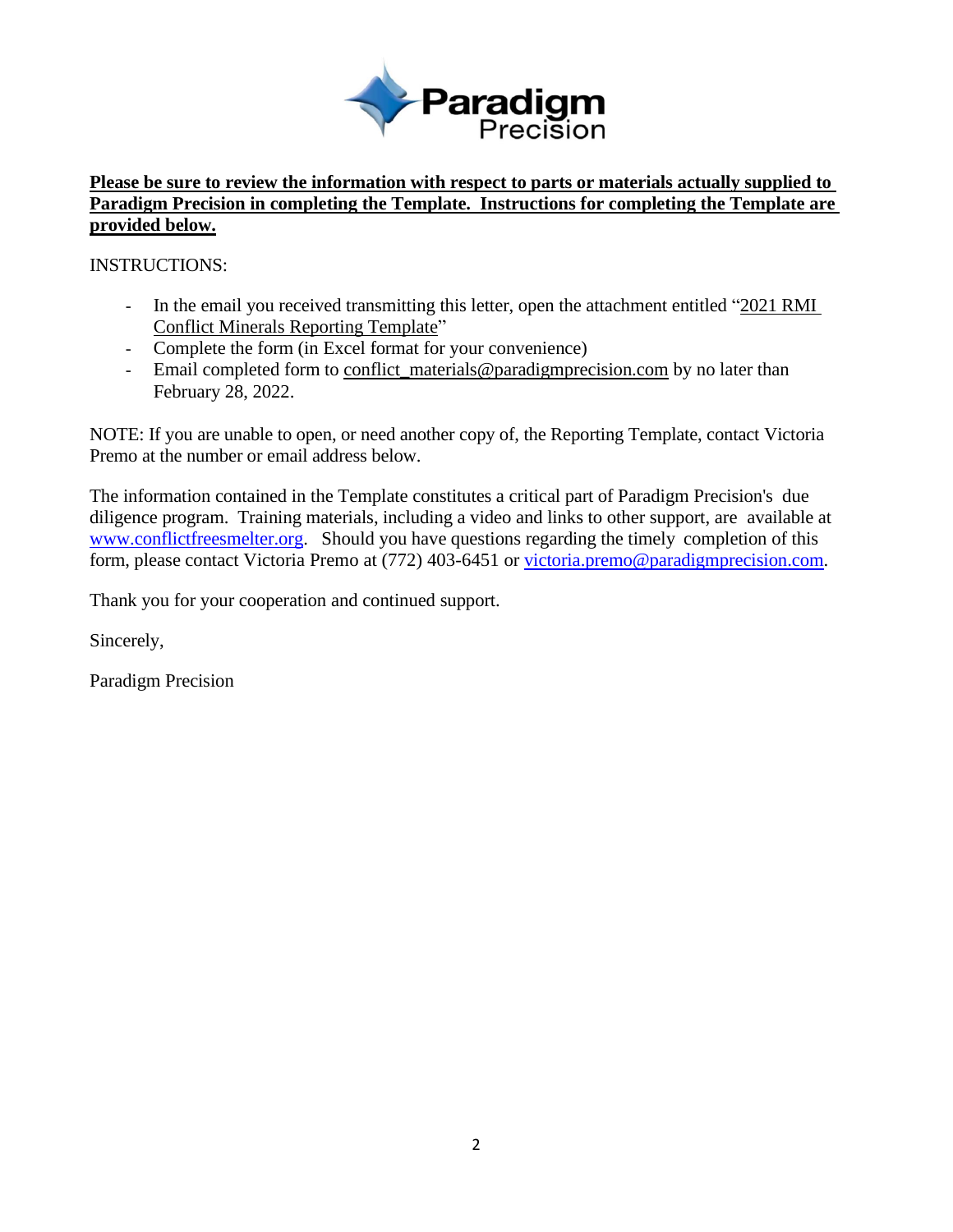**Please be sure to review the information with respect to parts or materials actually supplied to Paradigm Precision in completing the Template. Instructions for completing the Template are provided below.**

INSTRUCTIONS:

- In the email you received transmitting this letter, open the attachment entitled "2021 RMI Conflict Minerals Reporting Template"
- Complete the form (in Excel format for your convenience)
- Email completed form to conflict_materials@paradigmprecision.com by no later than February 28, 2022.

NOTE: If you are unable to open, or need another copy of, the Reporting Template, contact Victoria Premo at the number or email address below.

The information contained in the Template constitutes a critical part of Paradigm Precision's due diligence program. Training materials, including a video and links to other support, are available at www.conflictfreesmelter.org. Should you have questions regarding the timely completion of this form, please contact Victoria Premo at (772) 403-6451 or victoria.premo@paradigmprecision.com.

Thank you for your cooperation and continued support.

Sincerely,

Paradigm Precision